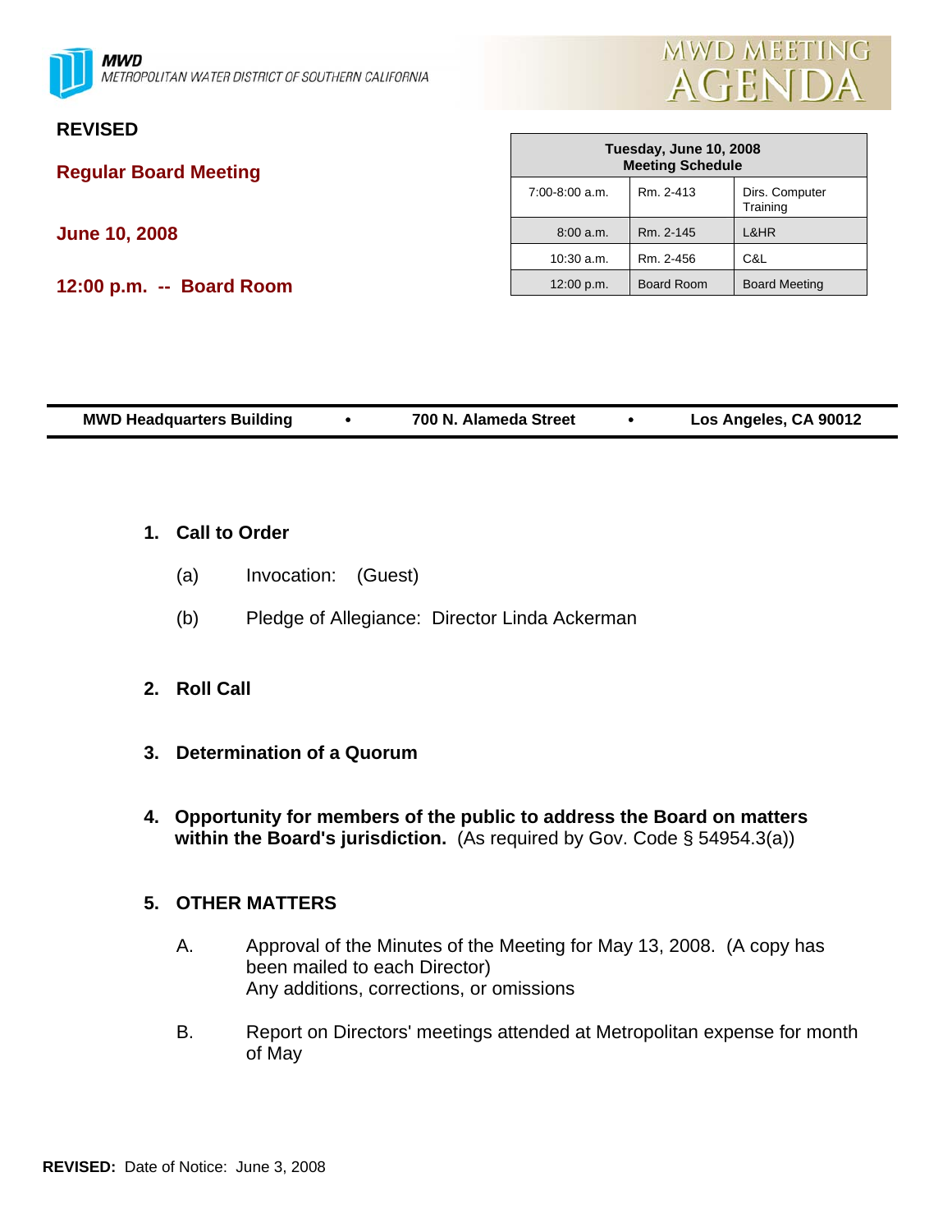MWD
METROPOLITAN WATER DISTRICT OF SOUTHERN CALIFORNIA

# MWD MEETING AGENDA

**REVISED**

**Regular Board Meeting**

**June 10, 2008**

**12:00 p.m. -- Board Room**

| Tuesday, June 10, 2008 Meeting Schedule | | |
|---|---|---|
| 7:00-8:00 a.m. | Rm. 2-413 | Dirs. Computer Training |
| 8:00 a.m. | Rm. 2-145 | L&HR |
| 10:30 a.m. | Rm. 2-456 | C&L |
| 12:00 p.m. | Board Room | Board Meeting |

**MWD Headquarters Building • 700 N. Alameda Street • Los Angeles, CA 90012**

**1. Call to Order**

(a) Invocation: (Guest)

(b) Pledge of Allegiance: Director Linda Ackerman

**2. Roll Call**

**3. Determination of a Quorum**

**4. Opportunity for members of the public to address the Board on matters within the Board's jurisdiction.** (As required by Gov. Code § 54954.3(a))

**5. OTHER MATTERS**

A. Approval of the Minutes of the Meeting for May 13, 2008. (A copy has been mailed to each Director)
Any additions, corrections, or omissions

B. Report on Directors' meetings attended at Metropolitan expense for month of May

**REVISED:** Date of Notice: June 3, 2008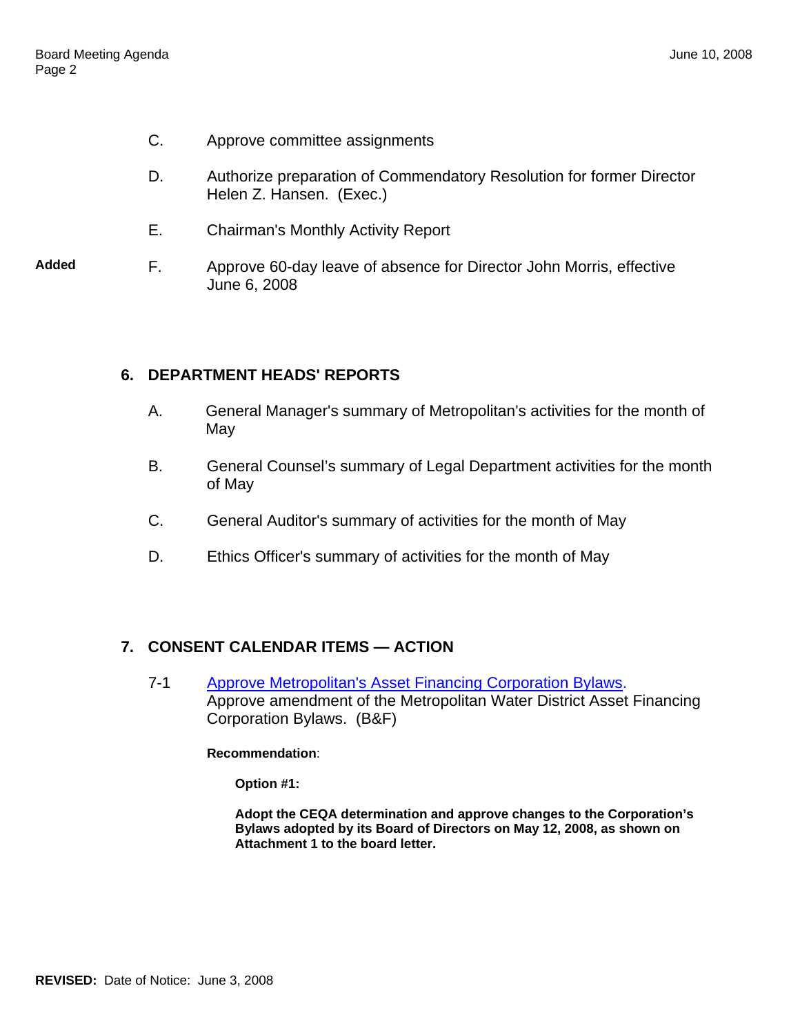C. Approve committee assignments

D. Authorize preparation of Commendatory Resolution for former Director Helen Z. Hansen. (Exec.)

E. Chairman's Monthly Activity Report

**Added** F. Approve 60-day leave of absence for Director John Morris, effective June 6, 2008

## 6. DEPARTMENT HEADS' REPORTS

A. General Manager's summary of Metropolitan's activities for the month of May

B. General Counsel's summary of Legal Department activities for the month of May

C. General Auditor's summary of activities for the month of May

D. Ethics Officer's summary of activities for the month of May

## 7. CONSENT CALENDAR ITEMS — ACTION

7-1 Approve Metropolitan's Asset Financing Corporation Bylaws. Approve amendment of the Metropolitan Water District Asset Financing Corporation Bylaws. (B&F)

**Recommendation**:

**Option #1:**

**Adopt the CEQA determination and approve changes to the Corporation's Bylaws adopted by its Board of Directors on May 12, 2008, as shown on Attachment 1 to the board letter.**

**REVISED:** Date of Notice: June 3, 2008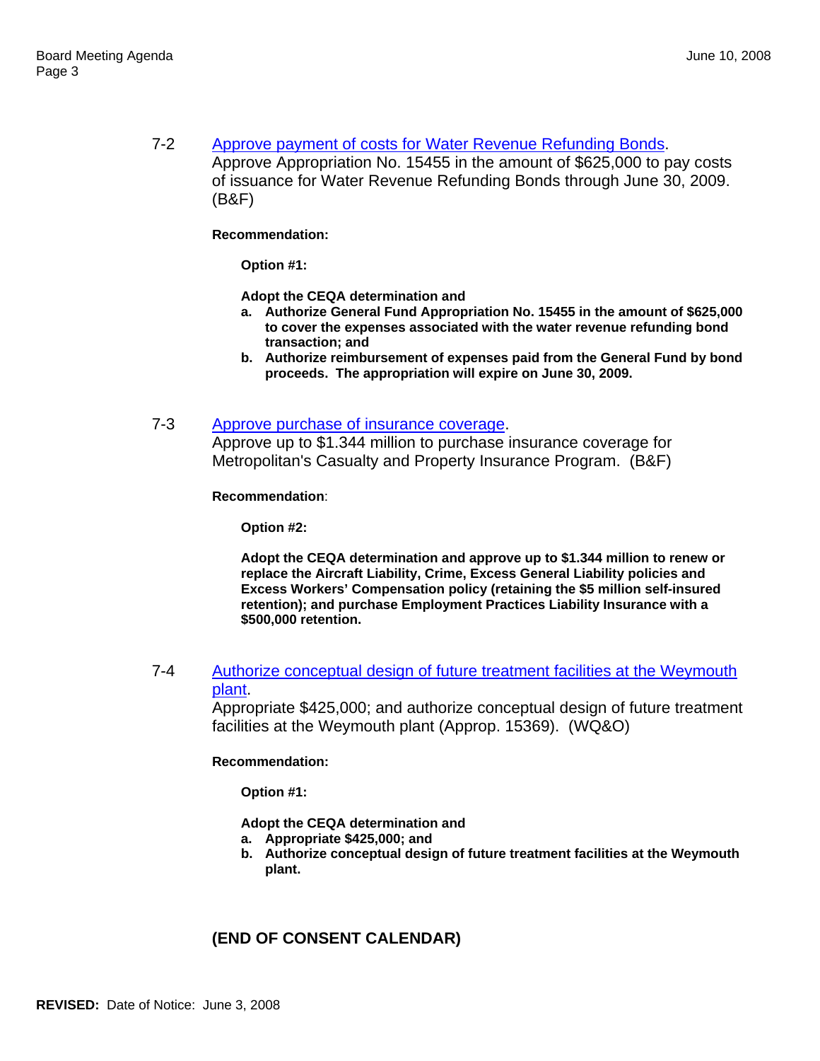7-2 [Approve payment of costs for Water Revenue Refunding Bonds](). Approve Appropriation No. 15455 in the amount of $625,000 to pay costs of issuance for Water Revenue Refunding Bonds through June 30, 2009. (B&F)

**Recommendation:**

**Option #1:**

**Adopt the CEQA determination and**

- **a. Authorize General Fund Appropriation No. 15455 in the amount of $625,000 to cover the expenses associated with the water revenue refunding bond transaction; and**
- **b. Authorize reimbursement of expenses paid from the General Fund by bond proceeds. The appropriation will expire on June 30, 2009.**

7-3 [Approve purchase of insurance coverage](). Approve up to $1.344 million to purchase insurance coverage for Metropolitan's Casualty and Property Insurance Program. (B&F)

**Recommendation**:

**Option #2:**

**Adopt the CEQA determination and approve up to $1.344 million to renew or replace the Aircraft Liability, Crime, Excess General Liability policies and Excess Workers' Compensation policy (retaining the $5 million self-insured retention); and purchase Employment Practices Liability Insurance with a $500,000 retention.**

7-4 [Authorize conceptual design of future treatment facilities at the Weymouth plant](). Appropriate $425,000; and authorize conceptual design of future treatment facilities at the Weymouth plant (Approp. 15369). (WQ&O)

**Recommendation:**

**Option #1:**

**Adopt the CEQA determination and**

- **a. Appropriate $425,000; and**
- **b. Authorize conceptual design of future treatment facilities at the Weymouth plant.**

**(END OF CONSENT CALENDAR)**

**REVISED:** Date of Notice: June 3, 2008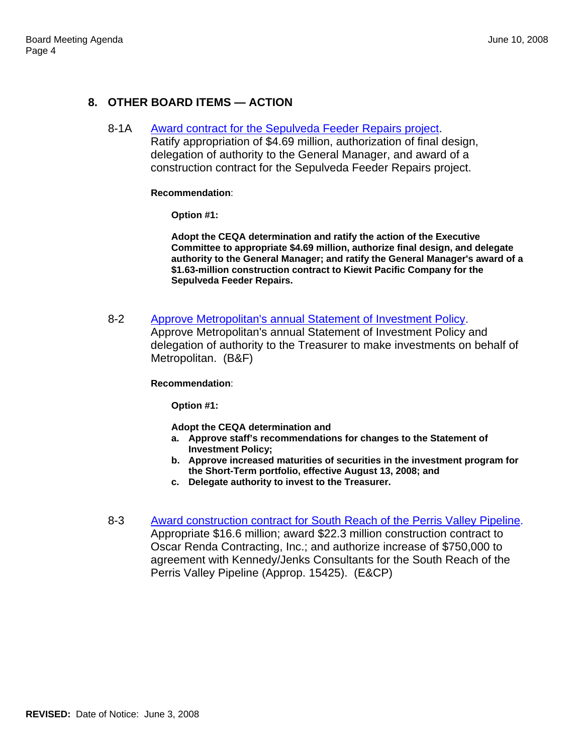## 8. OTHER BOARD ITEMS — ACTION

8-1A Award contract for the Sepulveda Feeder Repairs project.
Ratify appropriation of $4.69 million, authorization of final design, delegation of authority to the General Manager, and award of a construction contract for the Sepulveda Feeder Repairs project.

**Recommendation**:

**Option #1:**

**Adopt the CEQA determination and ratify the action of the Executive Committee to appropriate $4.69 million, authorize final design, and delegate authority to the General Manager; and ratify the General Manager's award of a $1.63-million construction contract to Kiewit Pacific Company for the Sepulveda Feeder Repairs.**

8-2 Approve Metropolitan's annual Statement of Investment Policy.
Approve Metropolitan's annual Statement of Investment Policy and delegation of authority to the Treasurer to make investments on behalf of Metropolitan. (B&F)

**Recommendation**:

**Option #1:**

**Adopt the CEQA determination and**

- **a. Approve staff's recommendations for changes to the Statement of Investment Policy;**
- **b. Approve increased maturities of securities in the investment program for the Short-Term portfolio, effective August 13, 2008; and**
- **c. Delegate authority to invest to the Treasurer.**

8-3 Award construction contract for South Reach of the Perris Valley Pipeline.
Appropriate $16.6 million; award $22.3 million construction contract to Oscar Renda Contracting, Inc.; and authorize increase of $750,000 to agreement with Kennedy/Jenks Consultants for the South Reach of the Perris Valley Pipeline (Approp. 15425). (E&CP)

**REVISED:** Date of Notice: June 3, 2008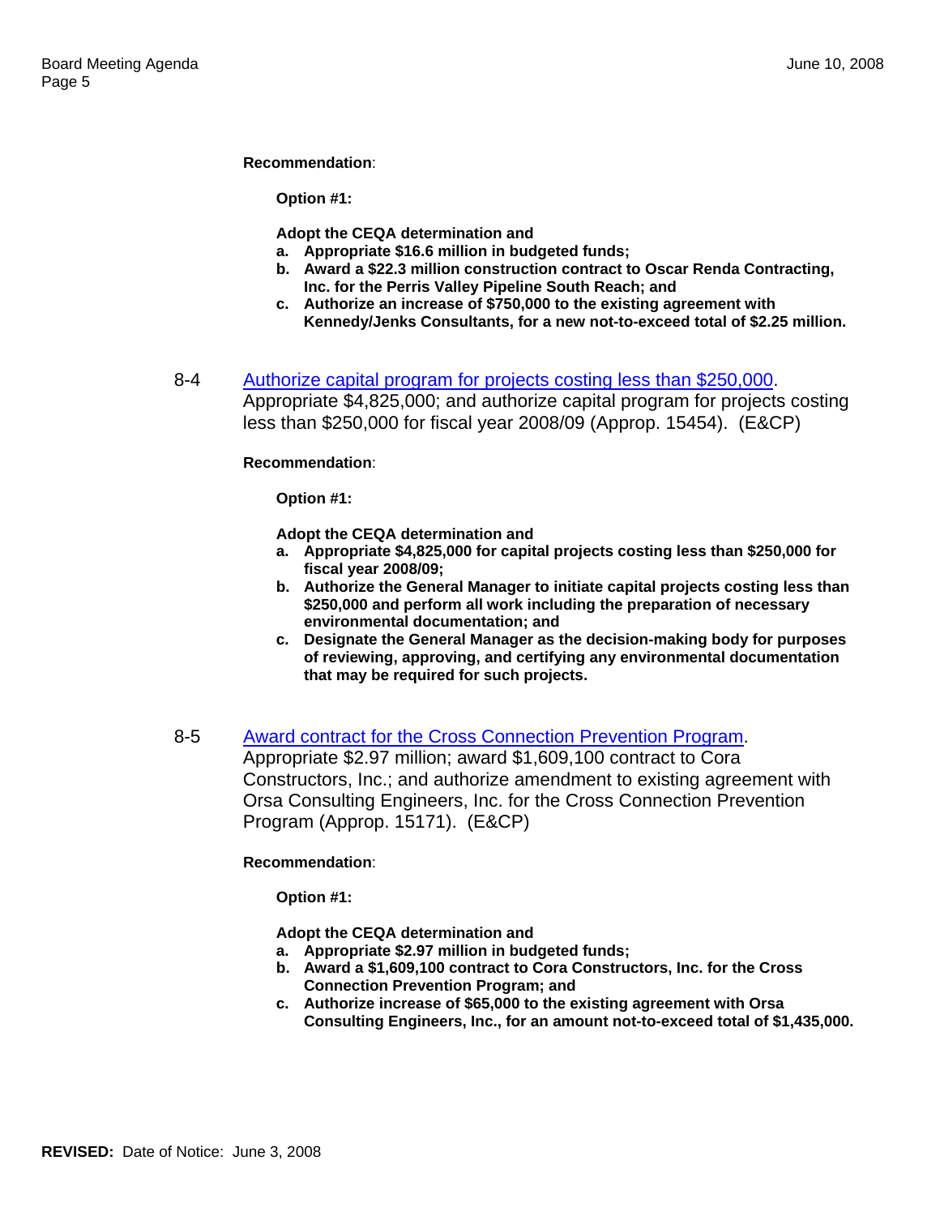**Recommendation**:

**Option #1:**

**Adopt the CEQA determination and**

**a. Appropriate $16.6 million in budgeted funds;**
**b. Award a $22.3 million construction contract to Oscar Renda Contracting, Inc. for the Perris Valley Pipeline South Reach; and**
**c. Authorize an increase of $750,000 to the existing agreement with Kennedy/Jenks Consultants, for a new not-to-exceed total of $2.25 million.**

8-4 Authorize capital program for projects costing less than $250,000. Appropriate $4,825,000; and authorize capital program for projects costing less than $250,000 for fiscal year 2008/09 (Approp. 15454). (E&CP)

**Recommendation**:

**Option #1:**

**Adopt the CEQA determination and**

**a. Appropriate $4,825,000 for capital projects costing less than $250,000 for fiscal year 2008/09;**
**b. Authorize the General Manager to initiate capital projects costing less than $250,000 and perform all work including the preparation of necessary environmental documentation; and**
**c. Designate the General Manager as the decision-making body for purposes of reviewing, approving, and certifying any environmental documentation that may be required for such projects.**

8-5 Award contract for the Cross Connection Prevention Program. Appropriate $2.97 million; award $1,609,100 contract to Cora Constructors, Inc.; and authorize amendment to existing agreement with Orsa Consulting Engineers, Inc. for the Cross Connection Prevention Program (Approp. 15171). (E&CP)

**Recommendation**:

**Option #1:**

**Adopt the CEQA determination and**

**a. Appropriate $2.97 million in budgeted funds;**
**b. Award a $1,609,100 contract to Cora Constructors, Inc. for the Cross Connection Prevention Program; and**
**c. Authorize increase of $65,000 to the existing agreement with Orsa Consulting Engineers, Inc., for an amount not-to-exceed total of $1,435,000.**

**REVISED:** Date of Notice: June 3, 2008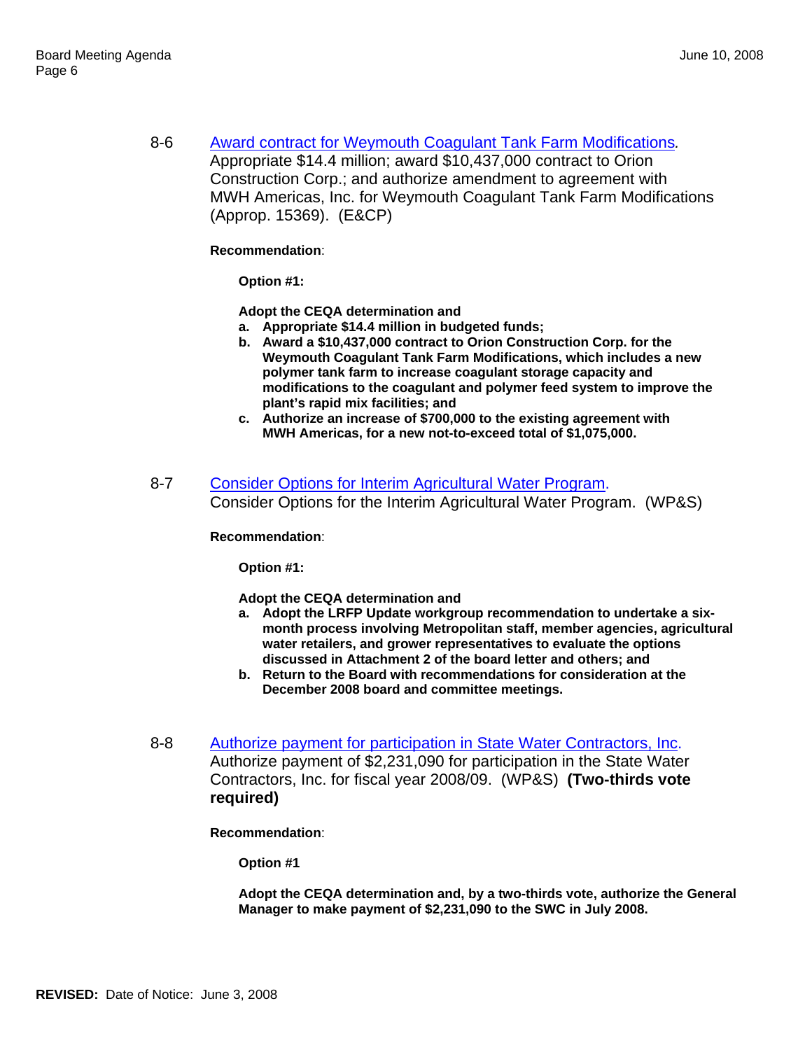8-6 Award contract for Weymouth Coagulant Tank Farm Modifications.
Appropriate $14.4 million; award $10,437,000 contract to Orion Construction Corp.; and authorize amendment to agreement with MWH Americas, Inc. for Weymouth Coagulant Tank Farm Modifications (Approp. 15369). (E&CP)

**Recommendation**:

**Option #1:**

**Adopt the CEQA determination and**

- **a. Appropriate $14.4 million in budgeted funds;**
- **b. Award a $10,437,000 contract to Orion Construction Corp. for the Weymouth Coagulant Tank Farm Modifications, which includes a new polymer tank farm to increase coagulant storage capacity and modifications to the coagulant and polymer feed system to improve the plant's rapid mix facilities; and**
- **c. Authorize an increase of $700,000 to the existing agreement with MWH Americas, for a new not-to-exceed total of $1,075,000.**

8-7 Consider Options for Interim Agricultural Water Program.
Consider Options for the Interim Agricultural Water Program. (WP&S)

**Recommendation**:

**Option #1:**

**Adopt the CEQA determination and**

- **a. Adopt the LRFP Update workgroup recommendation to undertake a six-month process involving Metropolitan staff, member agencies, agricultural water retailers, and grower representatives to evaluate the options discussed in Attachment 2 of the board letter and others; and**
- **b. Return to the Board with recommendations for consideration at the December 2008 board and committee meetings.**

8-8 Authorize payment for participation in State Water Contractors, Inc.
Authorize payment of $2,231,090 for participation in the State Water Contractors, Inc. for fiscal year 2008/09. (WP&S) **(Two-thirds vote required)**

**Recommendation**:

**Option #1**

**Adopt the CEQA determination and, by a two-thirds vote, authorize the General Manager to make payment of $2,231,090 to the SWC in July 2008.**

**REVISED:** Date of Notice: June 3, 2008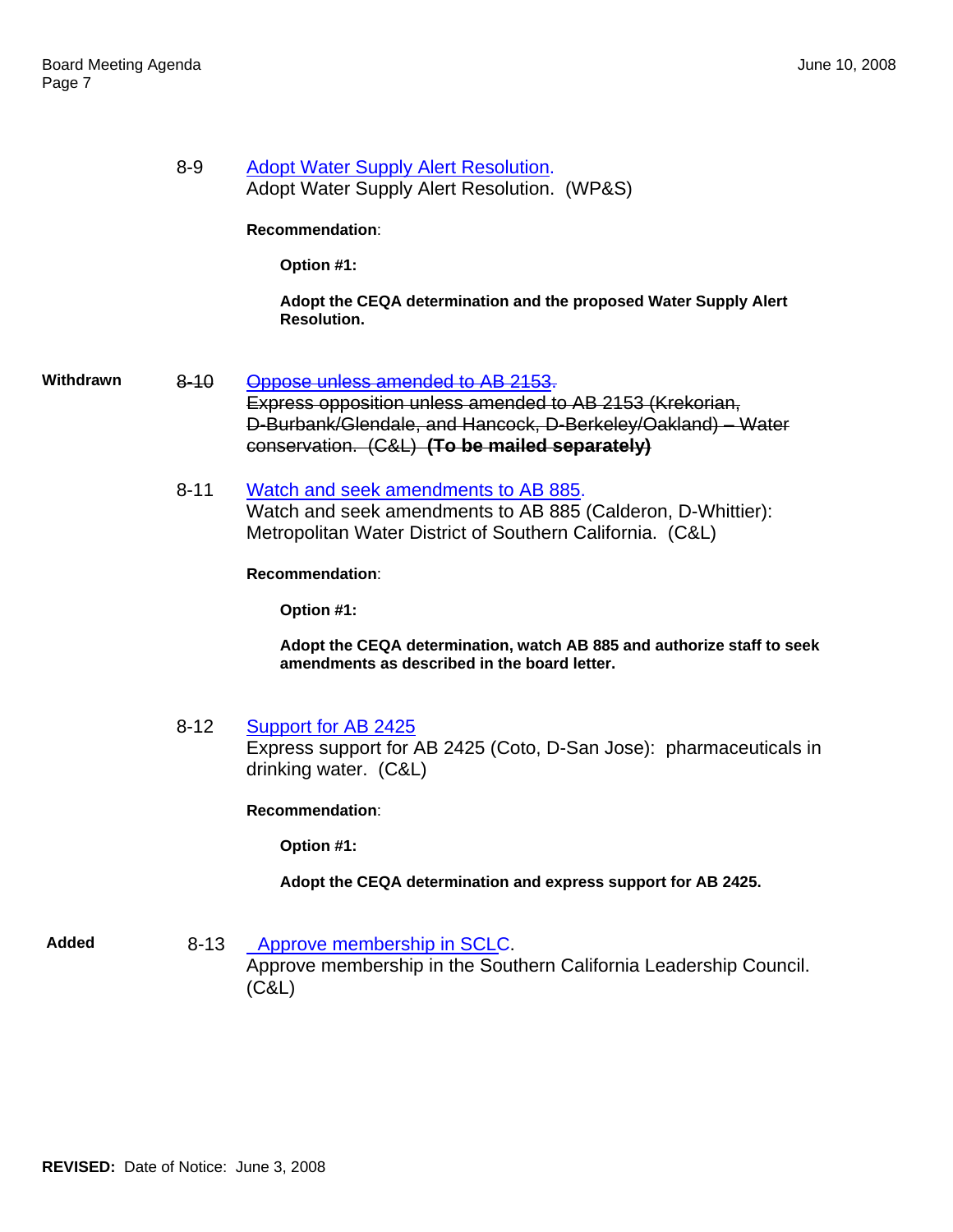8-9 Adopt Water Supply Alert Resolution.
Adopt Water Supply Alert Resolution. (WP&S)

**Recommendation**:

**Option #1:**

**Adopt the CEQA determination and the proposed Water Supply Alert Resolution.**

**Withdrawn** ~~8-10 Oppose unless amended to AB 2153.~~
~~Express opposition unless amended to AB 2153 (Krekorian, D-Burbank/Glendale, and Hancock, D-Berkeley/Oakland) – Water conservation. (C&L) **(To be mailed separately)**~~

8-11 Watch and seek amendments to AB 885.
Watch and seek amendments to AB 885 (Calderon, D-Whittier): Metropolitan Water District of Southern California. (C&L)

**Recommendation**:

**Option #1:**

**Adopt the CEQA determination, watch AB 885 and authorize staff to seek amendments as described in the board letter.**

8-12 Support for AB 2425
Express support for AB 2425 (Coto, D-San Jose): pharmaceuticals in drinking water. (C&L)

**Recommendation**:

**Option #1:**

**Adopt the CEQA determination and express support for AB 2425.**

**Added** 8-13 Approve membership in SCLC.
Approve membership in the Southern California Leadership Council. (C&L)

**REVISED:** Date of Notice: June 3, 2008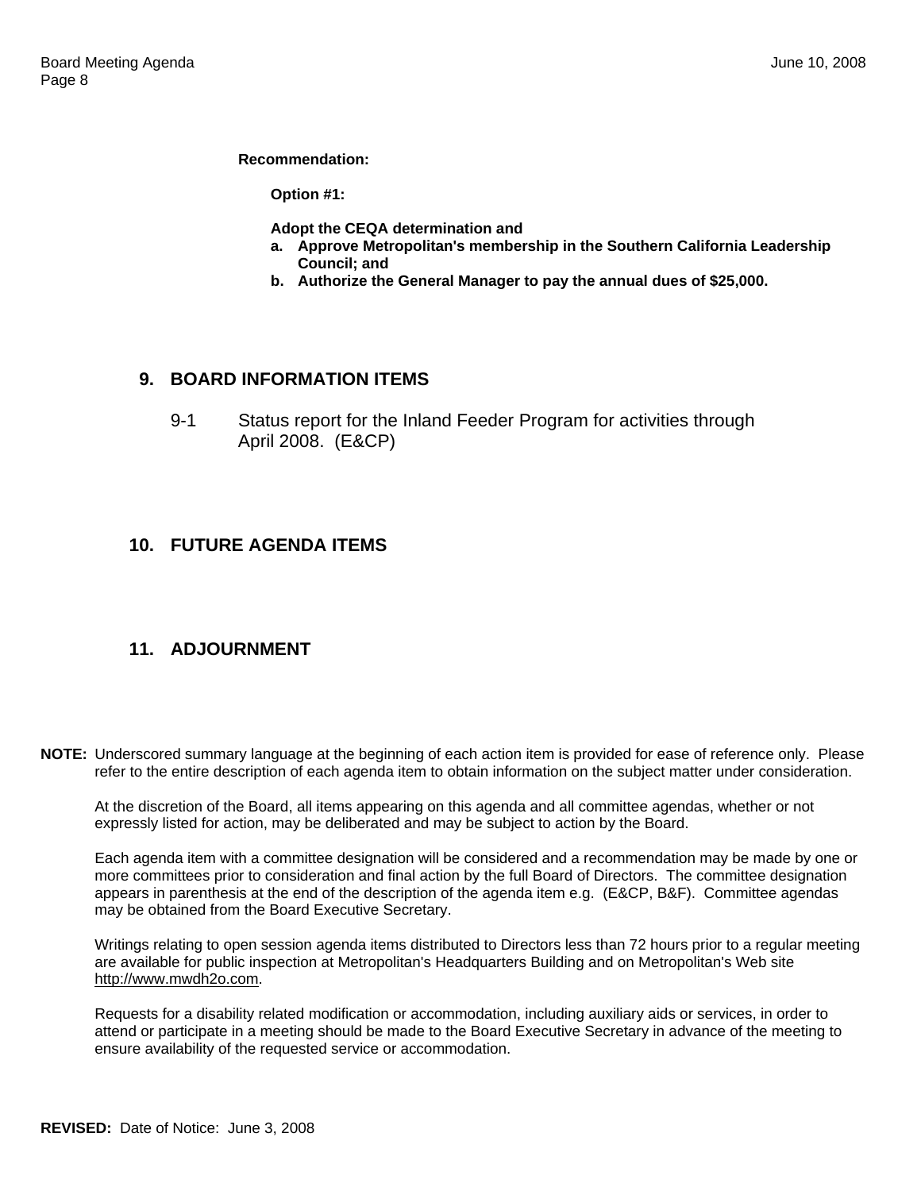**Recommendation:**

**Option #1:**

**Adopt the CEQA determination and**

**a. Approve Metropolitan's membership in the Southern California Leadership Council; and**

**b. Authorize the General Manager to pay the annual dues of $25,000.**

## 9. BOARD INFORMATION ITEMS

9-1 Status report for the Inland Feeder Program for activities through April 2008. (E&CP)

## 10. FUTURE AGENDA ITEMS

## 11. ADJOURNMENT

**NOTE:** Underscored summary language at the beginning of each action item is provided for ease of reference only. Please refer to the entire description of each agenda item to obtain information on the subject matter under consideration.

At the discretion of the Board, all items appearing on this agenda and all committee agendas, whether or not expressly listed for action, may be deliberated and may be subject to action by the Board.

Each agenda item with a committee designation will be considered and a recommendation may be made by one or more committees prior to consideration and final action by the full Board of Directors. The committee designation appears in parenthesis at the end of the description of the agenda item e.g. (E&CP, B&F). Committee agendas may be obtained from the Board Executive Secretary.

Writings relating to open session agenda items distributed to Directors less than 72 hours prior to a regular meeting are available for public inspection at Metropolitan's Headquarters Building and on Metropolitan's Web site http://www.mwdh2o.com.

Requests for a disability related modification or accommodation, including auxiliary aids or services, in order to attend or participate in a meeting should be made to the Board Executive Secretary in advance of the meeting to ensure availability of the requested service or accommodation.

**REVISED:** Date of Notice: June 3, 2008